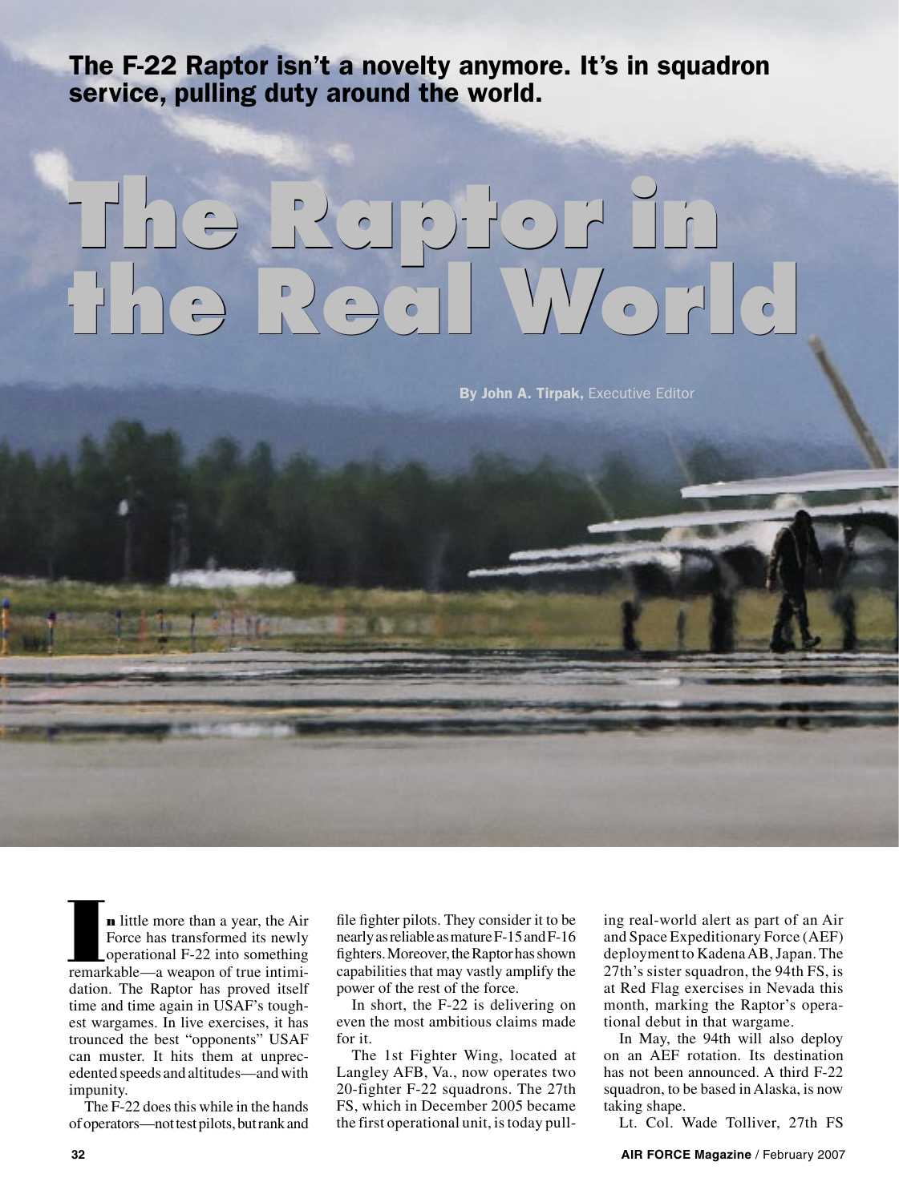The F-22 Raptor isn't a novelty anymore. It's in squadron service, pulling duty around the world.

# The Raptor in the Real World

**By John A. Tirpak,** Executive Editor

In little more than a year, the Air Force has transformed its newly operational F-22 into something remarkable—a weapon of true intimidation. The Raptor has proved itself time and time again in USAF's toughest wargames. In live exercises, it has trounced the best "opponents" USAF can muster. It hits them at unprecedented speeds and altitudes—and with impunity.

The F-22 does this while in the hands of operators—not test pilots, but rank and file fighter pilots. They consider it to be nearly as reliable as mature F-15 and F-16 fighters. Moreover, the Raptor has shown capabilities that may vastly amplify the power of the rest of the force.

In short, the F-22 is delivering on even the most ambitious claims made for it.

The 1st Fighter Wing, located at Langley AFB, Va., now operates two 20-fighter F-22 squadrons. The 27th FS, which in December 2005 became the first operational unit, is today pulling real-world alert as part of an Air and Space Expeditionary Force (AEF) deployment to Kadena AB, Japan. The 27th's sister squadron, the 94th FS, is at Red Flag exercises in Nevada this month, marking the Raptor's operational debut in that wargame.

In May, the 94th will also deploy on an AEF rotation. Its destination has not been announced. A third F-22 squadron, to be based in Alaska, is now taking shape.

Lt. Col. Wade Tolliver, 27th FS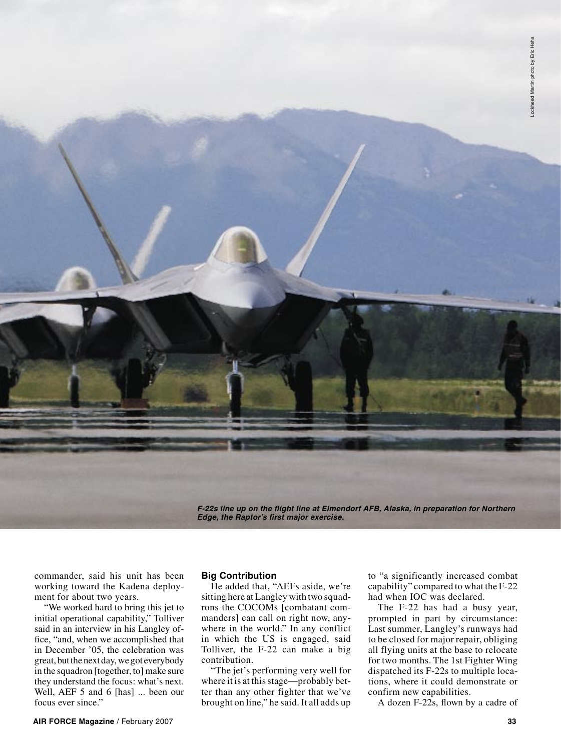*F-22s line up on the flight line at Elmendorf AFB, Alaska, in preparation for Northern Edge, the Raptor's first major exercise.*

Lockheed Martin photo by Eric Hehs

commander, said his unit has been working toward the Kadena deployment for about two years.

"We worked hard to bring this jet to initial operational capability," Tolliver said in an interview in his Langley office, "and, when we accomplished that in December '05, the celebration was great, but the next day, we got everybody in the squadron [together, to] make sure they understand the focus: what's next. Well, AEF 5 and 6 [has] ... been our focus ever since."

### Big Contribution

He added that, "AEFs aside, we're sitting here at Langley with two squadrons the COCOMs [combatant commanders] can call on right now, anywhere in the world." In any conflict in which the US is engaged, said Tolliver, the F-22 can make a big contribution.

"The jet's performing very well for where it is at this stage—probably better than any other fighter that we've brought on line," he said. It all adds up to "a significantly increased combat capability" compared to what the F-22 had when IOC was declared.

The F-22 has had a busy year, prompted in part by circumstance: Last summer, Langley's runways had to be closed for major repair, obliging all flying units at the base to relocate for two months. The 1st Fighter Wing dispatched its F-22s to multiple locations, where it could demonstrate or confirm new capabilities.

A dozen F-22s, flown by a cadre of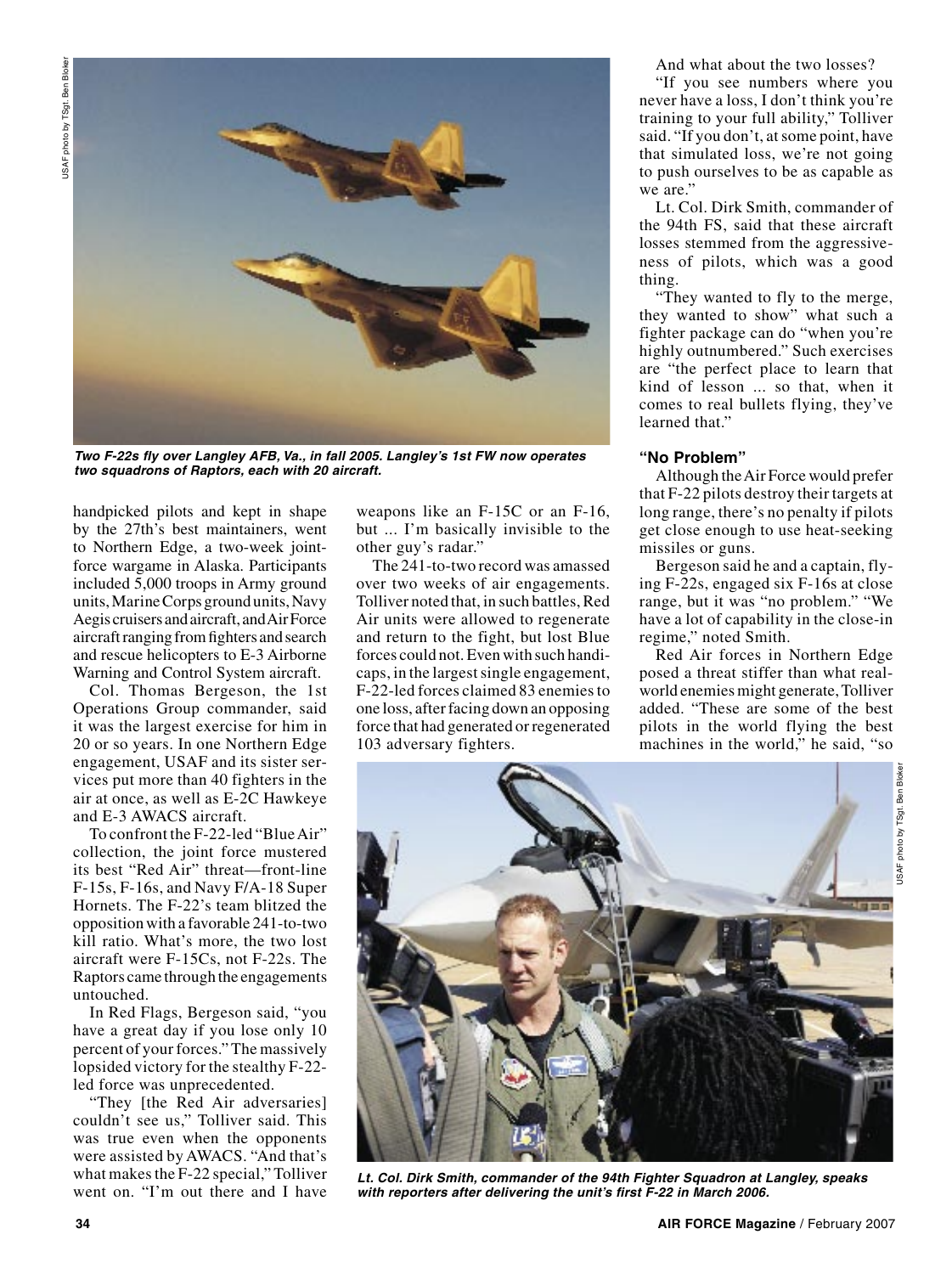*Two F-22s fly over Langley AFB, Va., in fall 2005. Langley's 1st FW now operates two squadrons of Raptors, each with 20 aircraft.*

handpicked pilots and kept in shape by the 27th's best maintainers, went to Northern Edge, a two-week joint-force wargame in Alaska. Participants included 5,000 troops in Army ground units, Marine Corps ground units, Navy Aegis cruisers and aircraft, and Air Force aircraft ranging from fighters and search and rescue helicopters to E-3 Airborne Warning and Control System aircraft.

Col. Thomas Bergeson, the 1st Operations Group commander, said it was the largest exercise for him in 20 or so years. In one Northern Edge engagement, USAF and its sister services put more than 40 fighters in the air at once, as well as E-2C Hawkeye and E-3 AWACS aircraft.

To confront the F-22-led "Blue Air" collection, the joint force mustered its best "Red Air" threat—front-line F-15s, F-16s, and Navy F/A-18 Super Hornets. The F-22's team blitzed the opposition with a favorable 241-to-two kill ratio. What's more, the two lost aircraft were F-15Cs, not F-22s. The Raptors came through the engagements untouched.

In Red Flags, Bergeson said, "you have a great day if you lose only 10 percent of your forces." The massively lopsided victory for the stealthy F-22-led force was unprecedented.

"They [the Red Air adversaries] couldn't see us," Tolliver said. This was true even when the opponents were assisted by AWACS. "And that's what makes the F-22 special," Tolliver went on. "I'm out there and I have weapons like an F-15C or an F-16, but ... I'm basically invisible to the other guy's radar."

The 241-to-two record was amassed over two weeks of air engagements. Tolliver noted that, in such battles, Red Air units were allowed to regenerate and return to the fight, but lost Blue forces could not. Even with such handicaps, in the largest single engagement, F-22-led forces claimed 83 enemies to one loss, after facing down an opposing force that had generated or regenerated 103 adversary fighters.

And what about the two losses?

"If you see numbers where you never have a loss, I don't think you're training to your full ability," Tolliver said. "If you don't, at some point, have that simulated loss, we're not going to push ourselves to be as capable as we are."

Lt. Col. Dirk Smith, commander of the 94th FS, said that these aircraft losses stemmed from the aggressiveness of pilots, which was a good thing.

"They wanted to fly to the merge, they wanted to show" what such a fighter package can do "when you're highly outnumbered." Such exercises are "the perfect place to learn that kind of lesson ... so that, when it comes to real bullets flying, they've learned that."

### "No Problem"

Although the Air Force would prefer that F-22 pilots destroy their targets at long range, there's no penalty if pilots get close enough to use heat-seeking missiles or guns.

Bergeson said he and a captain, flying F-22s, engaged six F-16s at close range, but it was "no problem." "We have a lot of capability in the close-in regime," noted Smith.

Red Air forces in Northern Edge posed a threat stiffer than what real-world enemies might generate, Tolliver added. "These are some of the best pilots in the world flying the best machines in the world," he said, "so

*Lt. Col. Dirk Smith, commander of the 94th Fighter Squadron at Langley, speaks with reporters after delivering the unit's first F-22 in March 2006.*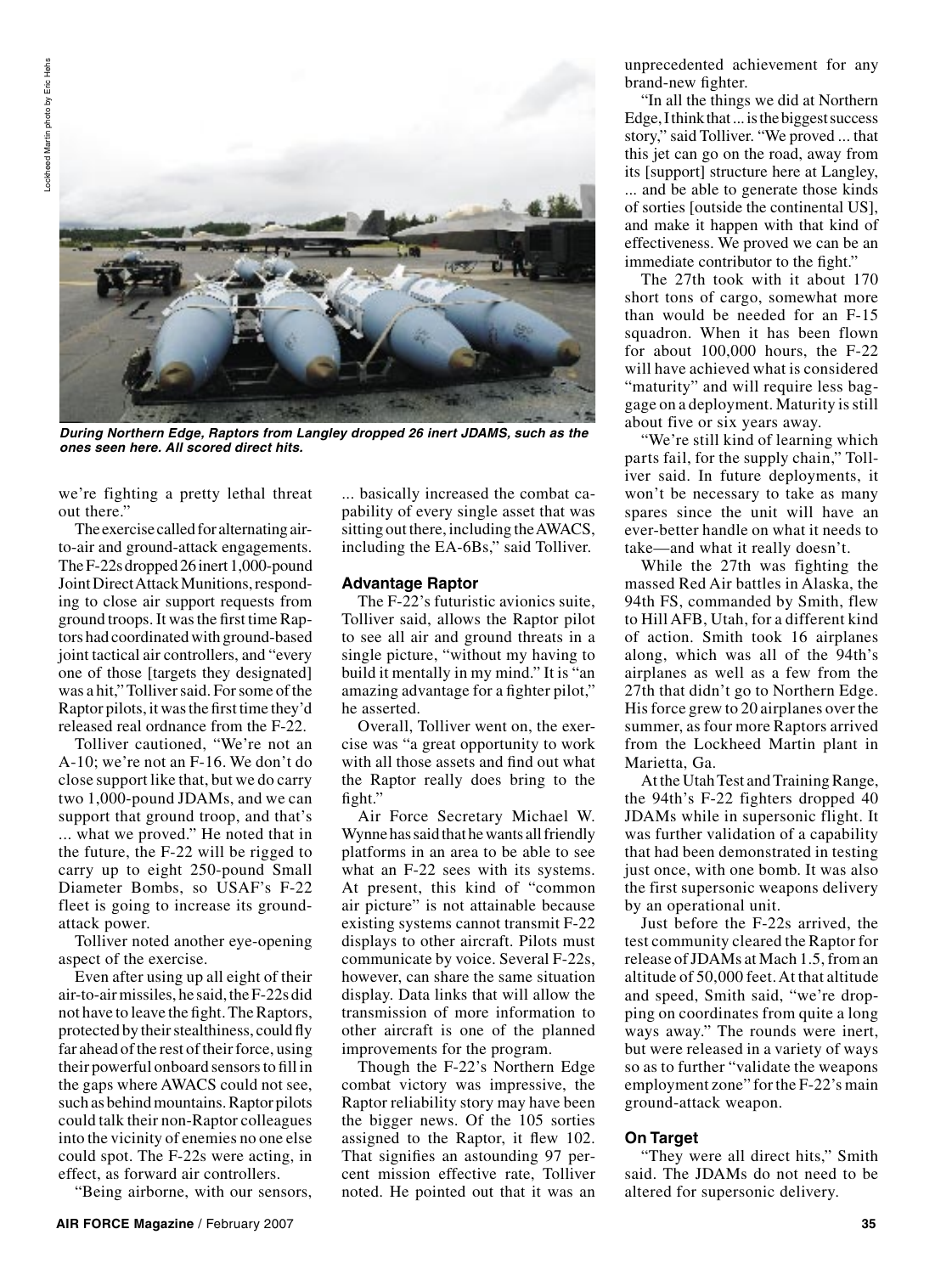*During Northern Edge, Raptors from Langley dropped 26 inert JDAMS, such as the ones seen here. All scored direct hits.*

we're fighting a pretty lethal threat out there."

The exercise called for alternating air-to-air and ground-attack engagements. The F-22s dropped 26 inert 1,000-pound Joint Direct Attack Munitions, responding to close air support requests from ground troops. It was the first time Raptors had coordinated with ground-based joint tactical air controllers, and "every one of those [targets they designated] was a hit," Tolliver said. For some of the Raptor pilots, it was the first time they'd released real ordnance from the F-22.

Tolliver cautioned, "We're not an A-10; we're not an F-16. We don't do close support like that, but we do carry two 1,000-pound JDAMs, and we can support that ground troop, and that's ... what we proved." He noted that in the future, the F-22 will be rigged to carry up to eight 250-pound Small Diameter Bombs, so USAF's F-22 fleet is going to increase its ground-attack power.

Tolliver noted another eye-opening aspect of the exercise.

Even after using up all eight of their air-to-air missiles, he said, the F-22s did not have to leave the fight. The Raptors, protected by their stealthiness, could fly far ahead of the rest of their force, using their powerful onboard sensors to fill in the gaps where AWACS could not see, such as behind mountains. Raptor pilots could talk their non-Raptor colleagues into the vicinity of enemies no one else could spot. The F-22s were acting, in effect, as forward air controllers.

"Being airborne, with our sensors, ... basically increased the combat capability of every single asset that was sitting out there, including the AWACS, including the EA-6Bs," said Tolliver.

### Advantage Raptor

The F-22's futuristic avionics suite, Tolliver said, allows the Raptor pilot to see all air and ground threats in a single picture, "without my having to build it mentally in my mind." It is "an amazing advantage for a fighter pilot," he asserted.

Overall, Tolliver went on, the exercise was "a great opportunity to work with all those assets and find out what the Raptor really does bring to the fight."

Air Force Secretary Michael W. Wynne has said that he wants all friendly platforms in an area to be able to see what an F-22 sees with its systems. At present, this kind of "common air picture" is not attainable because existing systems cannot transmit F-22 displays to other aircraft. Pilots must communicate by voice. Several F-22s, however, can share the same situation display. Data links that will allow the transmission of more information to other aircraft is one of the planned improvements for the program.

Though the F-22's Northern Edge combat victory was impressive, the Raptor reliability story may have been the bigger news. Of the 105 sorties assigned to the Raptor, it flew 102. That signifies an astounding 97 percent mission effective rate, Tolliver noted. He pointed out that it was an unprecedented achievement for any brand-new fighter.

"In all the things we did at Northern Edge, I think that ... is the biggest success story," said Tolliver. "We proved ... that this jet can go on the road, away from its [support] structure here at Langley, ... and be able to generate those kinds of sorties [outside the continental US], and make it happen with that kind of effectiveness. We proved we can be an immediate contributor to the fight."

The 27th took with it about 170 short tons of cargo, somewhat more than would be needed for an F-15 squadron. When it has been flown for about 100,000 hours, the F-22 will have achieved what is considered "maturity" and will require less baggage on a deployment. Maturity is still about five or six years away.

"We're still kind of learning which parts fail, for the supply chain," Tolliver said. In future deployments, it won't be necessary to take as many spares since the unit will have an ever-better handle on what it needs to take—and what it really doesn't.

While the 27th was fighting the massed Red Air battles in Alaska, the 94th FS, commanded by Smith, flew to Hill AFB, Utah, for a different kind of action. Smith took 16 airplanes along, which was all of the 94th's airplanes as well as a few from the 27th that didn't go to Northern Edge. His force grew to 20 airplanes over the summer, as four more Raptors arrived from the Lockheed Martin plant in Marietta, Ga.

At the Utah Test and Training Range, the 94th's F-22 fighters dropped 40 JDAMs while in supersonic flight. It was further validation of a capability that had been demonstrated in testing just once, with one bomb. It was also the first supersonic weapons delivery by an operational unit.

Just before the F-22s arrived, the test community cleared the Raptor for release of JDAMs at Mach 1.5, from an altitude of 50,000 feet. At that altitude and speed, Smith said, "we're dropping on coordinates from quite a long ways away." The rounds were inert, but were released in a variety of ways so as to further "validate the weapons employment zone" for the F-22's main ground-attack weapon.

### On Target

"They were all direct hits," Smith said. The JDAMs do not need to be altered for supersonic delivery.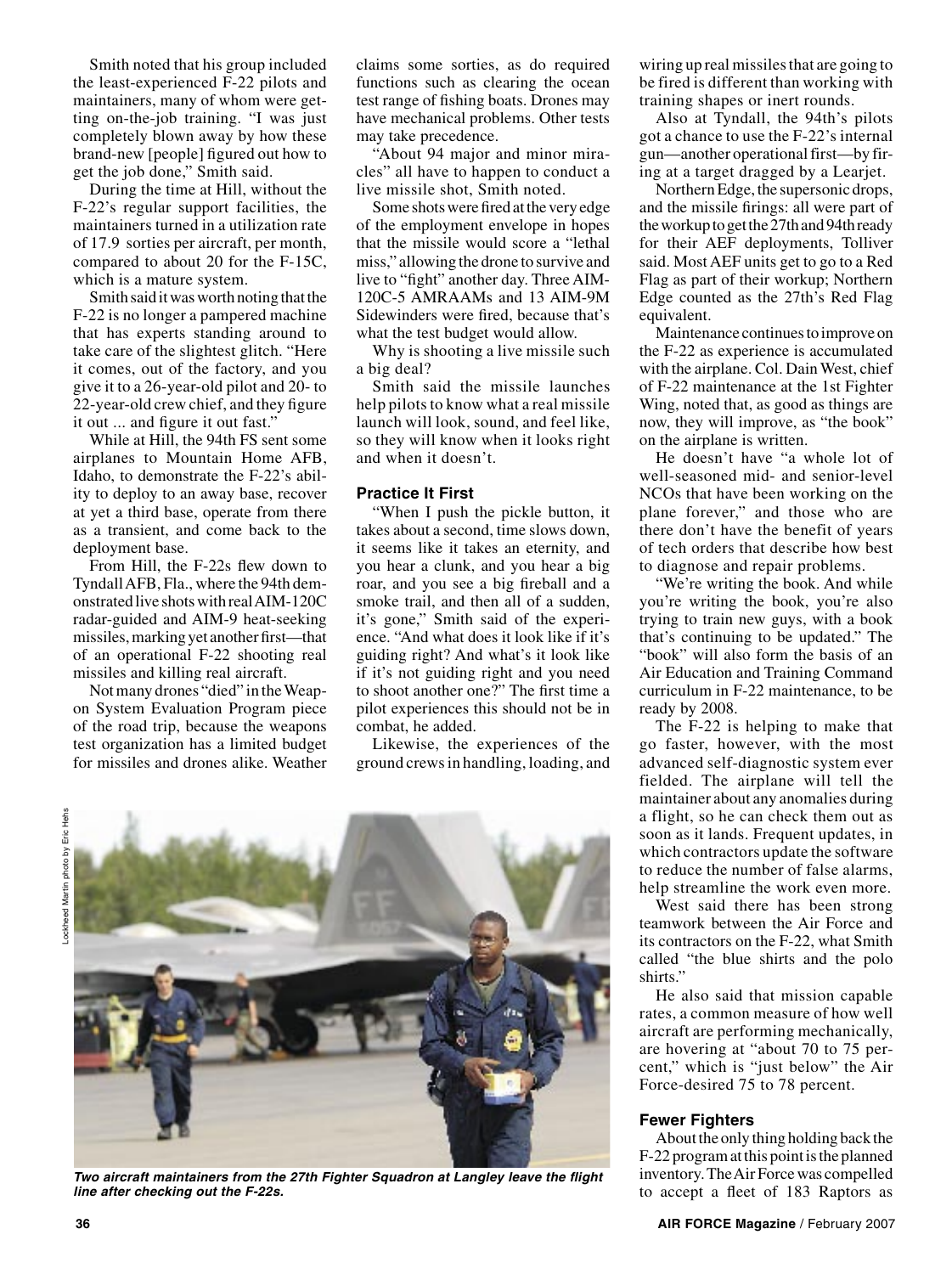Smith noted that his group included the least-experienced F-22 pilots and maintainers, many of whom were getting on-the-job training. "I was just completely blown away by how these brand-new [people] figured out how to get the job done," Smith said.

During the time at Hill, without the F-22's regular support facilities, the maintainers turned in a utilization rate of 17.9 sorties per aircraft, per month, compared to about 20 for the F-15C, which is a mature system.

Smith said it was worth noting that the F-22 is no longer a pampered machine that has experts standing around to take care of the slightest glitch. "Here it comes, out of the factory, and you give it to a 26-year-old pilot and 20- to 22-year-old crew chief, and they figure it out ... and figure it out fast."

While at Hill, the 94th FS sent some airplanes to Mountain Home AFB, Idaho, to demonstrate the F-22's ability to deploy to an away base, recover at yet a third base, operate from there as a transient, and come back to the deployment base.

From Hill, the F-22s flew down to Tyndall AFB, Fla., where the 94th demonstrated live shots with real AIM-120C radar-guided and AIM-9 heat-seeking missiles, marking yet another first—that of an operational F-22 shooting real missiles and killing real aircraft.

Not many drones "died" in the Weapon System Evaluation Program piece of the road trip, because the weapons test organization has a limited budget for missiles and drones alike. Weather claims some sorties, as do required functions such as clearing the ocean test range of fishing boats. Drones may have mechanical problems. Other tests may take precedence.

"About 94 major and minor miracles" all have to happen to conduct a live missile shot, Smith noted.

Some shots were fired at the very edge of the employment envelope in hopes that the missile would score a "lethal miss," allowing the drone to survive and live to "fight" another day. Three AIM-120C-5 AMRAAMs and 13 AIM-9M Sidewinders were fired, because that's what the test budget would allow.

Why is shooting a live missile such a big deal?

Smith said the missile launches help pilots to know what a real missile launch will look, sound, and feel like, so they will know when it looks right and when it doesn't.

### Practice It First

"When I push the pickle button, it takes about a second, time slows down, it seems like it takes an eternity, and you hear a clunk, and you hear a big roar, and you see a big fireball and a smoke trail, and then all of a sudden, it's gone," Smith said of the experience. "And what does it look like if it's guiding right? And what's it look like if it's not guiding right and you need to shoot another one?" The first time a pilot experiences this should not be in combat, he added.

Likewise, the experiences of the ground crews in handling, loading, and wiring up real missiles that are going to be fired is different than working with training shapes or inert rounds.

Also at Tyndall, the 94th's pilots got a chance to use the F-22's internal gun—another operational first—by firing at a target dragged by a Learjet.

Northern Edge, the supersonic drops, and the missile firings: all were part of the workup to get the 27th and 94th ready for their AEF deployments, Tolliver said. Most AEF units get to go to a Red Flag as part of their workup; Northern Edge counted as the 27th's Red Flag equivalent.

Maintenance continues to improve on the F-22 as experience is accumulated with the airplane. Col. Dain West, chief of F-22 maintenance at the 1st Fighter Wing, noted that, as good as things are now, they will improve, as "the book" on the airplane is written.

He doesn't have "a whole lot of well-seasoned mid- and senior-level NCOs that have been working on the plane forever," and those who are there don't have the benefit of years of tech orders that describe how best to diagnose and repair problems.

"We're writing the book. And while you're writing the book, you're also trying to train new guys, with a book that's continuing to be updated." The "book" will also form the basis of an Air Education and Training Command curriculum in F-22 maintenance, to be ready by 2008.

The F-22 is helping to make that go faster, however, with the most advanced self-diagnostic system ever fielded. The airplane will tell the maintainer about any anomalies during a flight, so he can check them out as soon as it lands. Frequent updates, in which contractors update the software to reduce the number of false alarms, help streamline the work even more.

West said there has been strong teamwork between the Air Force and its contractors on the F-22, what Smith called "the blue shirts and the polo shirts."

He also said that mission capable rates, a common measure of how well aircraft are performing mechanically, are hovering at "about 70 to 75 percent," which is "just below" the Air Force-desired 75 to 78 percent.

Lockheed Martin photo by Eric Hehs

*Two aircraft maintainers from the 27th Fighter Squadron at Langley leave the flight line after checking out the F-22s.*

### Fewer Fighters

About the only thing holding back the F-22 program at this point is the planned inventory. The Air Force was compelled to accept a fleet of 183 Raptors as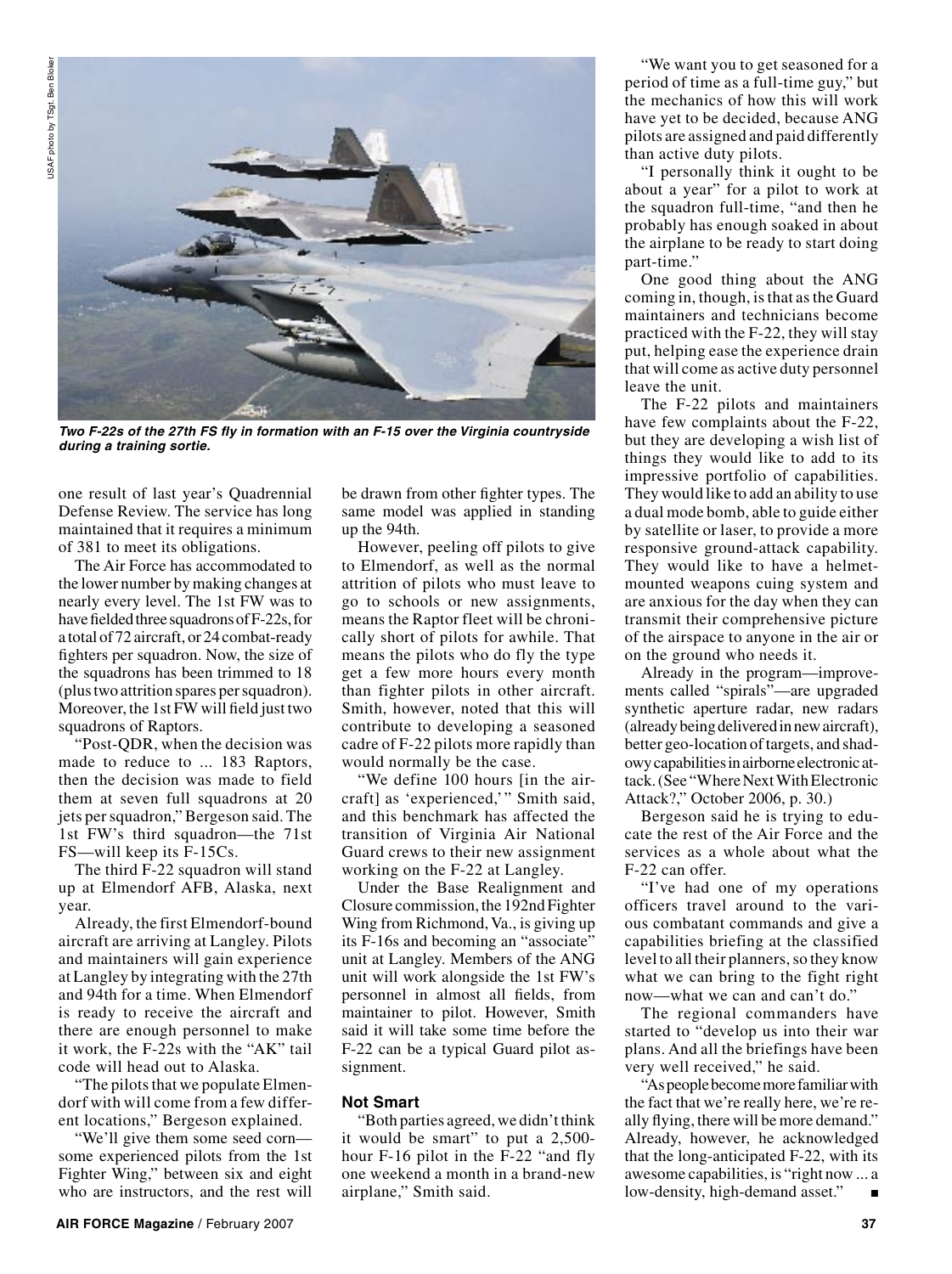USAF photo by TSgt. Ben Bloker

*Two F-22s of the 27th FS fly in formation with an F-15 over the Virginia countryside during a training sortie.*

one result of last year's Quadrennial Defense Review. The service has long maintained that it requires a minimum of 381 to meet its obligations.

The Air Force has accommodated to the lower number by making changes at nearly every level. The 1st FW was to have fielded three squadrons of F-22s, for a total of 72 aircraft, or 24 combat-ready fighters per squadron. Now, the size of the squadrons has been trimmed to 18 (plus two attrition spares per squadron). Moreover, the 1st FW will field just two squadrons of Raptors.

"Post-QDR, when the decision was made to reduce to ... 183 Raptors, then the decision was made to field them at seven full squadrons at 20 jets per squadron," Bergeson said. The 1st FW's third squadron—the 71st FS—will keep its F-15Cs.

The third F-22 squadron will stand up at Elmendorf AFB, Alaska, next year.

Already, the first Elmendorf-bound aircraft are arriving at Langley. Pilots and maintainers will gain experience at Langley by integrating with the 27th and 94th for a time. When Elmendorf is ready to receive the aircraft and there are enough personnel to make it work, the F-22s with the "AK" tail code will head out to Alaska.

"The pilots that we populate Elmendorf with will come from a few different locations," Bergeson explained.

"We'll give them some seed corn—some experienced pilots from the 1st Fighter Wing," between six and eight who are instructors, and the rest will be drawn from other fighter types. The same model was applied in standing up the 94th.

However, peeling off pilots to give to Elmendorf, as well as the normal attrition of pilots who must leave to go to schools or new assignments, means the Raptor fleet will be chronically short of pilots for awhile. That means the pilots who do fly the type get a few more hours every month than fighter pilots in other aircraft. Smith, however, noted that this will contribute to developing a seasoned cadre of F-22 pilots more rapidly than would normally be the case.

"We define 100 hours [in the aircraft] as 'experienced,'" Smith said, and this benchmark has affected the transition of Virginia Air National Guard crews to their new assignment working on the F-22 at Langley.

Under the Base Realignment and Closure commission, the 192nd Fighter Wing from Richmond, Va., is giving up its F-16s and becoming an "associate" unit at Langley. Members of the ANG unit will work alongside the 1st FW's personnel in almost all fields, from maintainer to pilot. However, Smith said it will take some time before the F-22 can be a typical Guard pilot assignment.

### Not Smart

"Both parties agreed, we didn't think it would be smart" to put a 2,500-hour F-16 pilot in the F-22 "and fly one weekend a month in a brand-new airplane," Smith said.

"We want you to get seasoned for a period of time as a full-time guy," but the mechanics of how this will work have yet to be decided, because ANG pilots are assigned and paid differently than active duty pilots.

"I personally think it ought to be about a year" for a pilot to work at the squadron full-time, "and then he probably has enough soaked in about the airplane to be ready to start doing part-time."

One good thing about the ANG coming in, though, is that as the Guard maintainers and technicians become practiced with the F-22, they will stay put, helping ease the experience drain that will come as active duty personnel leave the unit.

The F-22 pilots and maintainers have few complaints about the F-22, but they are developing a wish list of things they would like to add to its impressive portfolio of capabilities. They would like to add an ability to use a dual mode bomb, able to guide either by satellite or laser, to provide a more responsive ground-attack capability. They would like to have a helmet-mounted weapons cuing system and are anxious for the day when they can transmit their comprehensive picture of the airspace to anyone in the air or on the ground who needs it.

Already in the program—improvements called "spirals"—are upgraded synthetic aperture radar, new radars (already being delivered in new aircraft), better geo-location of targets, and shadowy capabilities in airborne electronic attack. (See "Where Next With Electronic Attack?," October 2006, p. 30.)

Bergeson said he is trying to educate the rest of the Air Force and the services as a whole about what the F-22 can offer.

"I've had one of my operations officers travel around to the various combatant commands and give a capabilities briefing at the classified level to all their planners, so they know what we can bring to the fight right now—what we can and can't do."

The regional commanders have started to "develop us into their war plans. And all the briefings have been very well received," he said.

"As people become more familiar with the fact that we're really here, we're really flying, there will be more demand." Already, however, he acknowledged that the long-anticipated F-22, with its awesome capabilities, is "right now ... a low-density, high-demand asset." ■